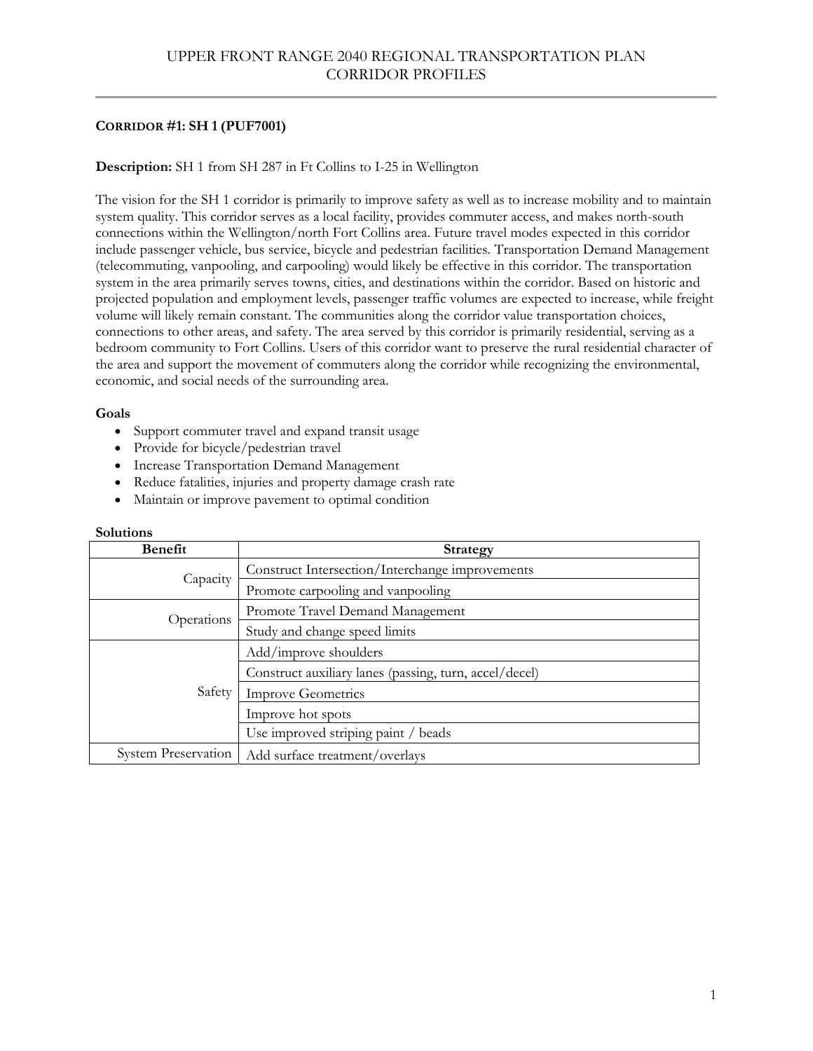# UPPER FRONT RANGE 2040 REGIONAL TRANSPORTATION PLAN
## CORRIDOR PROFILES

### CORRIDOR #1: SH 1 (PUF7001)

**Description:** SH 1 from SH 287 in Ft Collins to I-25 in Wellington

The vision for the SH 1 corridor is primarily to improve safety as well as to increase mobility and to maintain system quality. This corridor serves as a local facility, provides commuter access, and makes north-south connections within the Wellington/north Fort Collins area. Future travel modes expected in this corridor include passenger vehicle, bus service, bicycle and pedestrian facilities. Transportation Demand Management (telecommuting, vanpooling, and carpooling) would likely be effective in this corridor. The transportation system in the area primarily serves towns, cities, and destinations within the corridor. Based on historic and projected population and employment levels, passenger traffic volumes are expected to increase, while freight volume will likely remain constant. The communities along the corridor value transportation choices, connections to other areas, and safety. The area served by this corridor is primarily residential, serving as a bedroom community to Fort Collins. Users of this corridor want to preserve the rural residential character of the area and support the movement of commuters along the corridor while recognizing the environmental, economic, and social needs of the surrounding area.

**Goals**

- Support commuter travel and expand transit usage
- Provide for bicycle/pedestrian travel
- Increase Transportation Demand Management
- Reduce fatalities, injuries and property damage crash rate
- Maintain or improve pavement to optimal condition

**Solutions**

| Benefit | Strategy |
|---|---|
| Capacity | Construct Intersection/Interchange improvements |
| | Promote carpooling and vanpooling |
| Operations | Promote Travel Demand Management |
| | Study and change speed limits |
| Safety | Add/improve shoulders |
| | Construct auxiliary lanes (passing, turn, accel/decel) |
| | Improve Geometrics |
| | Improve hot spots |
| | Use improved striping paint / beads |
| System Preservation | Add surface treatment/overlays |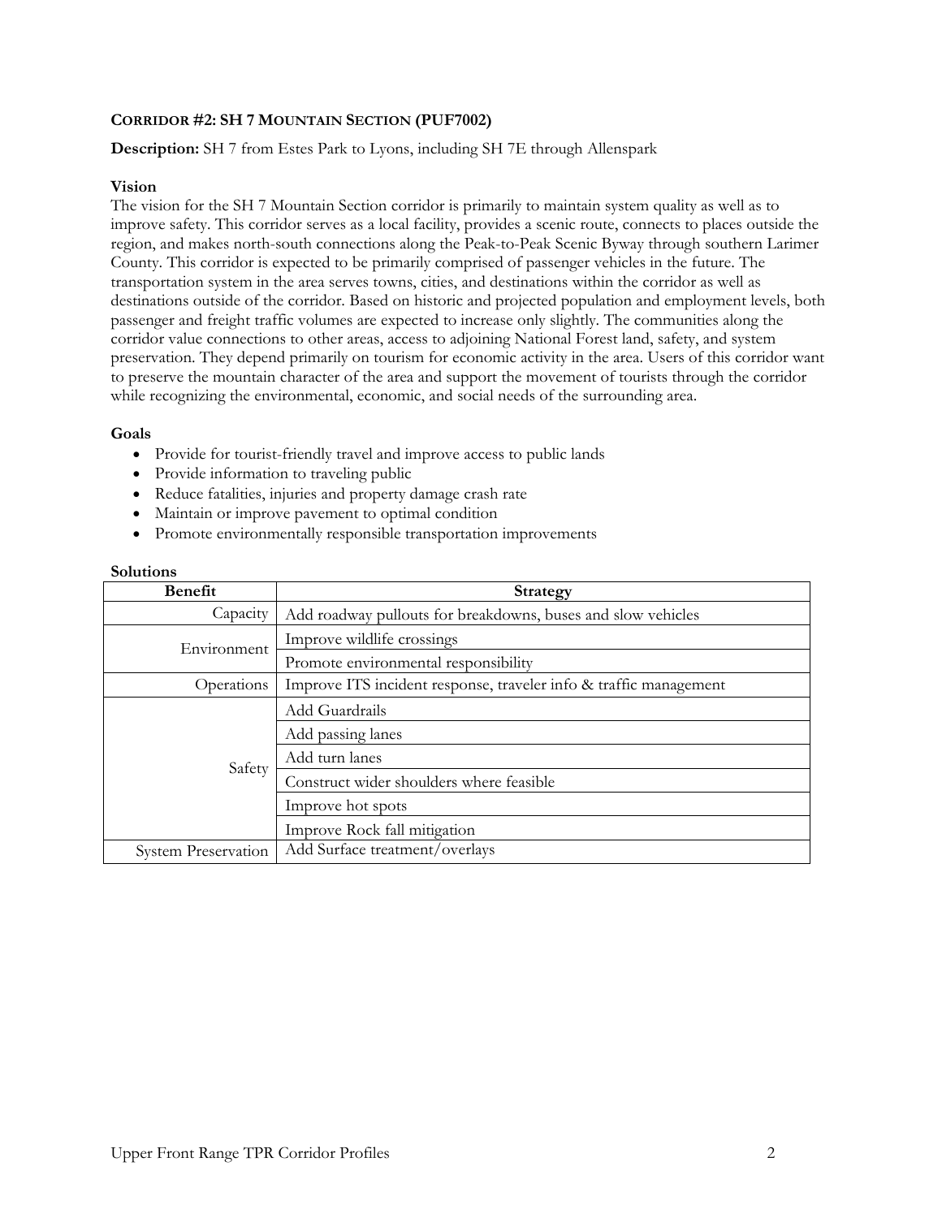### CORRIDOR #2: SH 7 MOUNTAIN SECTION (PUF7002)

**Description:** SH 7 from Estes Park to Lyons, including SH 7E through Allenspark

**Vision**

The vision for the SH 7 Mountain Section corridor is primarily to maintain system quality as well as to improve safety. This corridor serves as a local facility, provides a scenic route, connects to places outside the region, and makes north-south connections along the Peak-to-Peak Scenic Byway through southern Larimer County. This corridor is expected to be primarily comprised of passenger vehicles in the future. The transportation system in the area serves towns, cities, and destinations within the corridor as well as destinations outside of the corridor. Based on historic and projected population and employment levels, both passenger and freight traffic volumes are expected to increase only slightly. The communities along the corridor value connections to other areas, access to adjoining National Forest land, safety, and system preservation. They depend primarily on tourism for economic activity in the area. Users of this corridor want to preserve the mountain character of the area and support the movement of tourists through the corridor while recognizing the environmental, economic, and social needs of the surrounding area.

**Goals**

- Provide for tourist-friendly travel and improve access to public lands
- Provide information to traveling public
- Reduce fatalities, injuries and property damage crash rate
- Maintain or improve pavement to optimal condition
- Promote environmentally responsible transportation improvements

**Solutions**

| Benefit | Strategy |
|---|---|
| Capacity | Add roadway pullouts for breakdowns, buses and slow vehicles |
| Environment | Improve wildlife crossings |
| | Promote environmental responsibility |
| Operations | Improve ITS incident response, traveler info & traffic management |
| Safety | Add Guardrails |
| | Add passing lanes |
| | Add turn lanes |
| | Construct wider shoulders where feasible |
| | Improve hot spots |
| | Improve Rock fall mitigation |
| System Preservation | Add Surface treatment/overlays |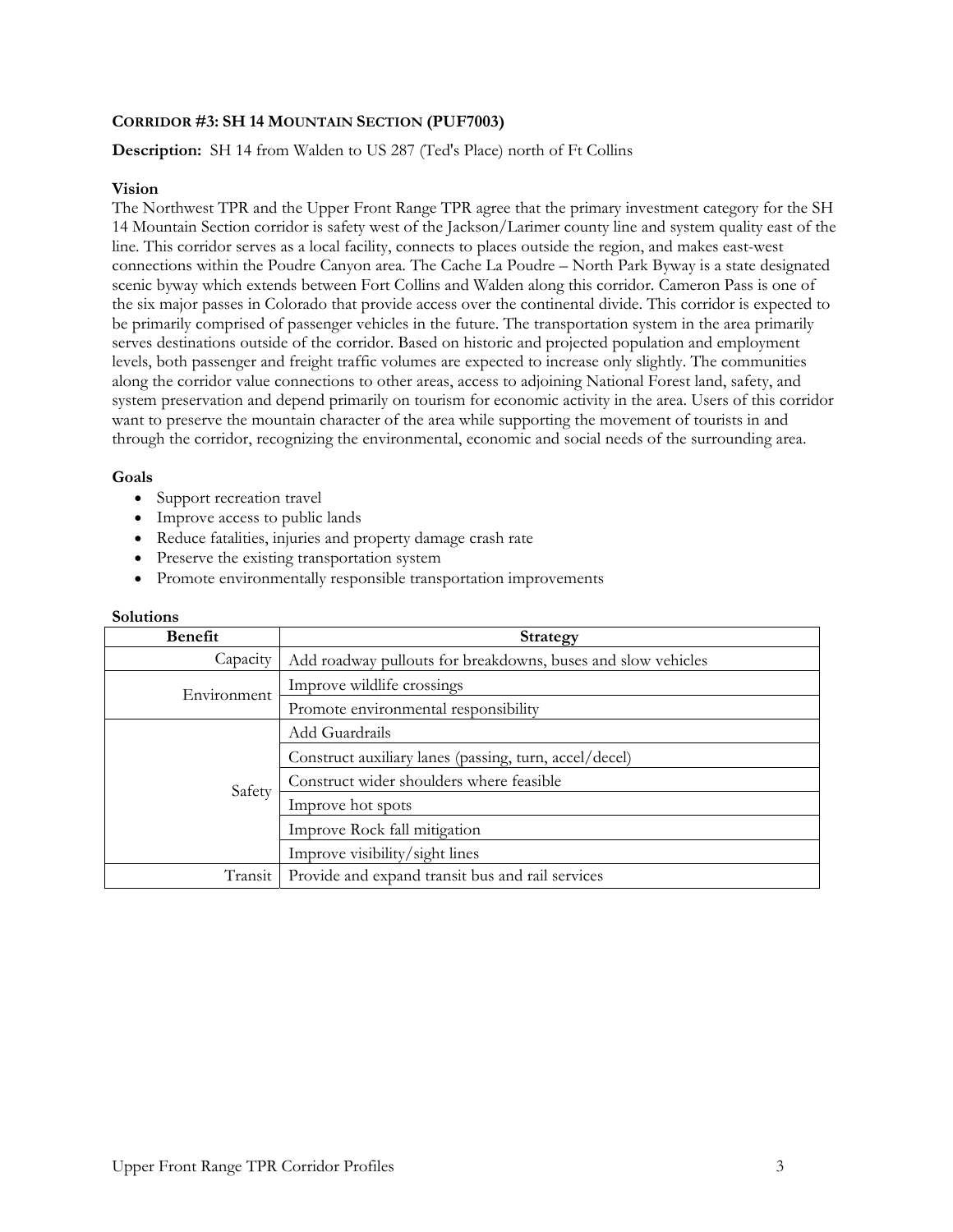## CORRIDOR #3: SH 14 MOUNTAIN SECTION (PUF7003)

**Description:** SH 14 from Walden to US 287 (Ted's Place) north of Ft Collins

### Vision

The Northwest TPR and the Upper Front Range TPR agree that the primary investment category for the SH 14 Mountain Section corridor is safety west of the Jackson/Larimer county line and system quality east of the line. This corridor serves as a local facility, connects to places outside the region, and makes east-west connections within the Poudre Canyon area. The Cache La Poudre – North Park Byway is a state designated scenic byway which extends between Fort Collins and Walden along this corridor. Cameron Pass is one of the six major passes in Colorado that provide access over the continental divide. This corridor is expected to be primarily comprised of passenger vehicles in the future. The transportation system in the area primarily serves destinations outside of the corridor. Based on historic and projected population and employment levels, both passenger and freight traffic volumes are expected to increase only slightly. The communities along the corridor value connections to other areas, access to adjoining National Forest land, safety, and system preservation and depend primarily on tourism for economic activity in the area. Users of this corridor want to preserve the mountain character of the area while supporting the movement of tourists in and through the corridor, recognizing the environmental, economic and social needs of the surrounding area.

### Goals

- Support recreation travel
- Improve access to public lands
- Reduce fatalities, injuries and property damage crash rate
- Preserve the existing transportation system
- Promote environmentally responsible transportation improvements

### Solutions

| Benefit | Strategy |
|---|---|
| Capacity | Add roadway pullouts for breakdowns, buses and slow vehicles |
| Environment | Improve wildlife crossings |
| | Promote environmental responsibility |
| Safety | Add Guardrails |
| | Construct auxiliary lanes (passing, turn, accel/decel) |
| | Construct wider shoulders where feasible |
| | Improve hot spots |
| | Improve Rock fall mitigation |
| | Improve visibility/sight lines |
| Transit | Provide and expand transit bus and rail services |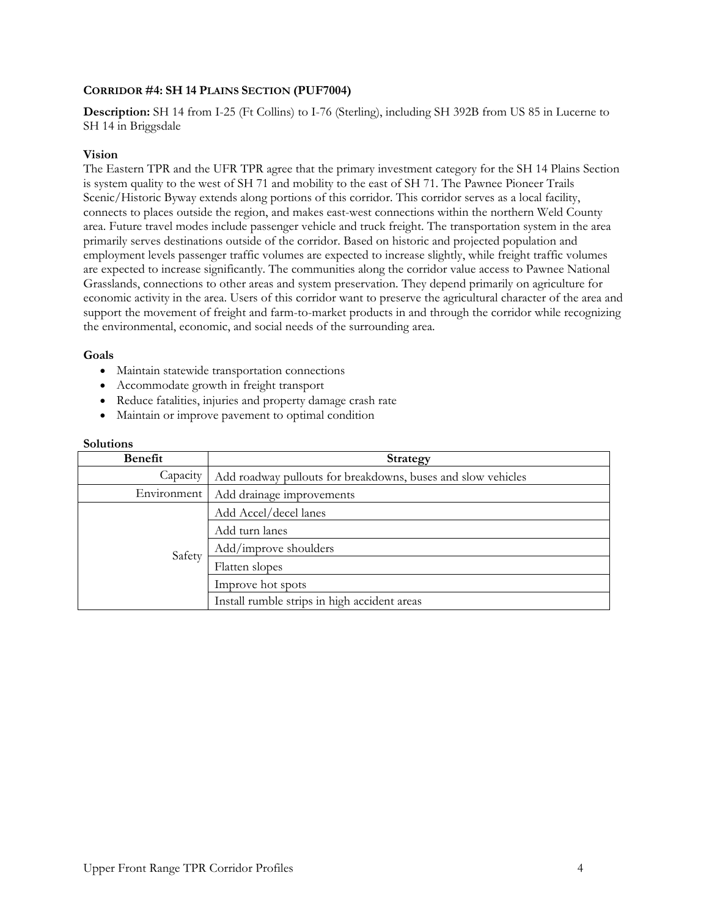### CORRIDOR #4: SH 14 PLAINS SECTION (PUF7004)

**Description:** SH 14 from I-25 (Ft Collins) to I-76 (Sterling), including SH 392B from US 85 in Lucerne to SH 14 in Briggsdale

**Vision**

The Eastern TPR and the UFR TPR agree that the primary investment category for the SH 14 Plains Section is system quality to the west of SH 71 and mobility to the east of SH 71. The Pawnee Pioneer Trails Scenic/Historic Byway extends along portions of this corridor. This corridor serves as a local facility, connects to places outside the region, and makes east-west connections within the northern Weld County area. Future travel modes include passenger vehicle and truck freight. The transportation system in the area primarily serves destinations outside of the corridor. Based on historic and projected population and employment levels passenger traffic volumes are expected to increase slightly, while freight traffic volumes are expected to increase significantly. The communities along the corridor value access to Pawnee National Grasslands, connections to other areas and system preservation. They depend primarily on agriculture for economic activity in the area. Users of this corridor want to preserve the agricultural character of the area and support the movement of freight and farm-to-market products in and through the corridor while recognizing the environmental, economic, and social needs of the surrounding area.

**Goals**

- Maintain statewide transportation connections
- Accommodate growth in freight transport
- Reduce fatalities, injuries and property damage crash rate
- Maintain or improve pavement to optimal condition

**Solutions**

| Benefit | Strategy |
|---|---|
| Capacity | Add roadway pullouts for breakdowns, buses and slow vehicles |
| Environment | Add drainage improvements |
| Safety | Add Accel/decel lanes |
| | Add turn lanes |
| | Add/improve shoulders |
| | Flatten slopes |
| | Improve hot spots |
| | Install rumble strips in high accident areas |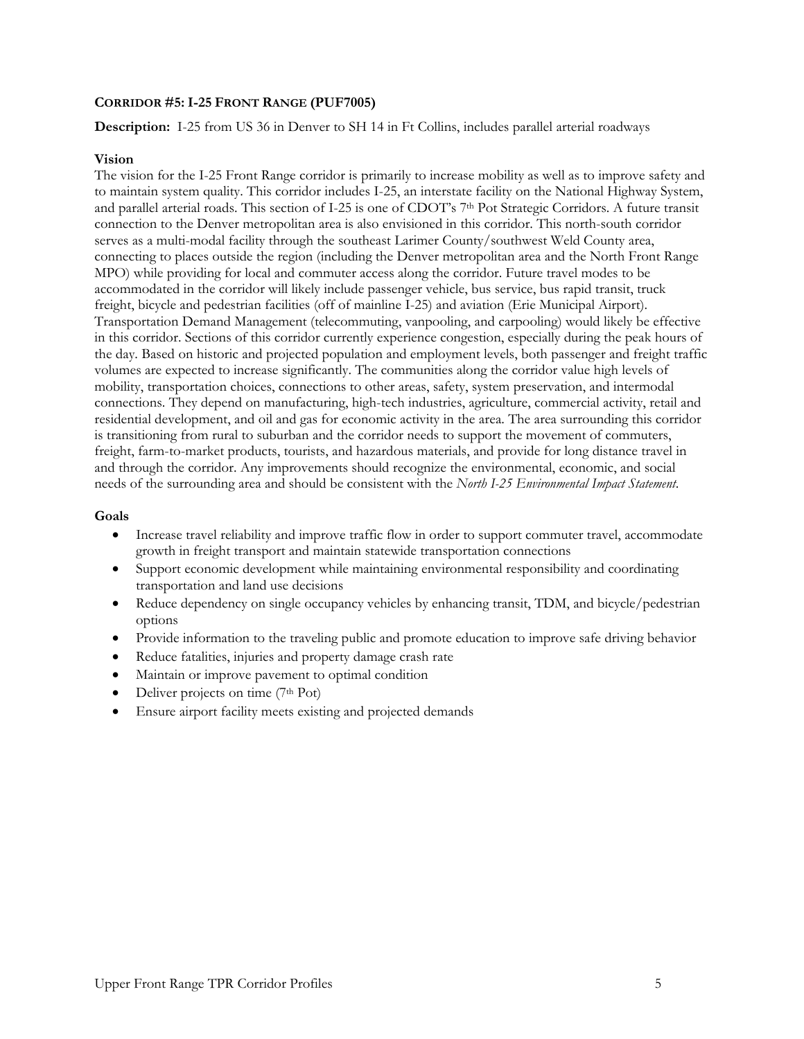## CORRIDOR #5: I-25 FRONT RANGE (PUF7005)

**Description:** I-25 from US 36 in Denver to SH 14 in Ft Collins, includes parallel arterial roadways

### Vision

The vision for the I-25 Front Range corridor is primarily to increase mobility as well as to improve safety and to maintain system quality. This corridor includes I-25, an interstate facility on the National Highway System, and parallel arterial roads. This section of I-25 is one of CDOT's 7th Pot Strategic Corridors. A future transit connection to the Denver metropolitan area is also envisioned in this corridor. This north-south corridor serves as a multi-modal facility through the southeast Larimer County/southwest Weld County area, connecting to places outside the region (including the Denver metropolitan area and the North Front Range MPO) while providing for local and commuter access along the corridor. Future travel modes to be accommodated in the corridor will likely include passenger vehicle, bus service, bus rapid transit, truck freight, bicycle and pedestrian facilities (off of mainline I-25) and aviation (Erie Municipal Airport). Transportation Demand Management (telecommuting, vanpooling, and carpooling) would likely be effective in this corridor. Sections of this corridor currently experience congestion, especially during the peak hours of the day. Based on historic and projected population and employment levels, both passenger and freight traffic volumes are expected to increase significantly. The communities along the corridor value high levels of mobility, transportation choices, connections to other areas, safety, system preservation, and intermodal connections. They depend on manufacturing, high-tech industries, agriculture, commercial activity, retail and residential development, and oil and gas for economic activity in the area. The area surrounding this corridor is transitioning from rural to suburban and the corridor needs to support the movement of commuters, freight, farm-to-market products, tourists, and hazardous materials, and provide for long distance travel in and through the corridor. Any improvements should recognize the environmental, economic, and social needs of the surrounding area and should be consistent with the *North I-25 Environmental Impact Statement*.

### Goals

- Increase travel reliability and improve traffic flow in order to support commuter travel, accommodate growth in freight transport and maintain statewide transportation connections
- Support economic development while maintaining environmental responsibility and coordinating transportation and land use decisions
- Reduce dependency on single occupancy vehicles by enhancing transit, TDM, and bicycle/pedestrian options
- Provide information to the traveling public and promote education to improve safe driving behavior
- Reduce fatalities, injuries and property damage crash rate
- Maintain or improve pavement to optimal condition
- Deliver projects on time (7th Pot)
- Ensure airport facility meets existing and projected demands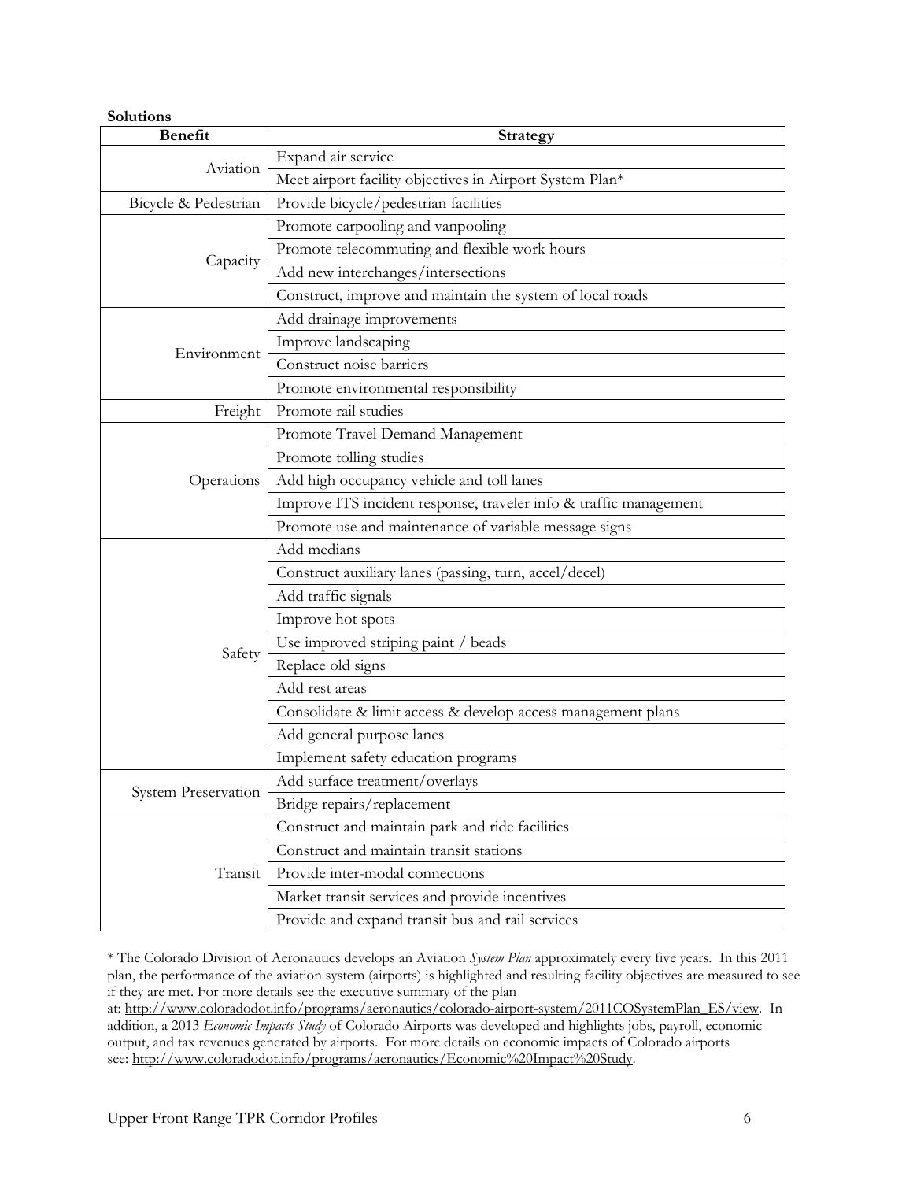**Solutions**

| Benefit | Strategy |
|---|---|
| Aviation | Expand air service |
| | Meet airport facility objectives in Airport System Plan* |
| Bicycle & Pedestrian | Provide bicycle/pedestrian facilities |
| Capacity | Promote carpooling and vanpooling |
| | Promote telecommuting and flexible work hours |
| | Add new interchanges/intersections |
| | Construct, improve and maintain the system of local roads |
| Environment | Add drainage improvements |
| | Improve landscaping |
| | Construct noise barriers |
| | Promote environmental responsibility |
| Freight | Promote rail studies |
| Operations | Promote Travel Demand Management |
| | Promote tolling studies |
| | Add high occupancy vehicle and toll lanes |
| | Improve ITS incident response, traveler info & traffic management |
| | Promote use and maintenance of variable message signs |
| Safety | Add medians |
| | Construct auxiliary lanes (passing, turn, accel/decel) |
| | Add traffic signals |
| | Improve hot spots |
| | Use improved striping paint / beads |
| | Replace old signs |
| | Add rest areas |
| | Consolidate & limit access & develop access management plans |
| | Add general purpose lanes |
| | Implement safety education programs |
| System Preservation | Add surface treatment/overlays |
| | Bridge repairs/replacement |
| Transit | Construct and maintain park and ride facilities |
| | Construct and maintain transit stations |
| | Provide inter-modal connections |
| | Market transit services and provide incentives |
| | Provide and expand transit bus and rail services |

* The Colorado Division of Aeronautics develops an Aviation *System Plan* approximately every five years. In this 2011 plan, the performance of the aviation system (airports) is highlighted and resulting facility objectives are measured to see if they are met. For more details see the executive summary of the plan at: http://www.coloradodot.info/programs/aeronautics/colorado-airport-system/2011COSystemPlan_ES/view. In addition, a 2013 *Economic Impacts Study* of Colorado Airports was developed and highlights jobs, payroll, economic output, and tax revenues generated by airports. For more details on economic impacts of Colorado airports see: http://www.coloradodot.info/programs/aeronautics/Economic%20Impact%20Study.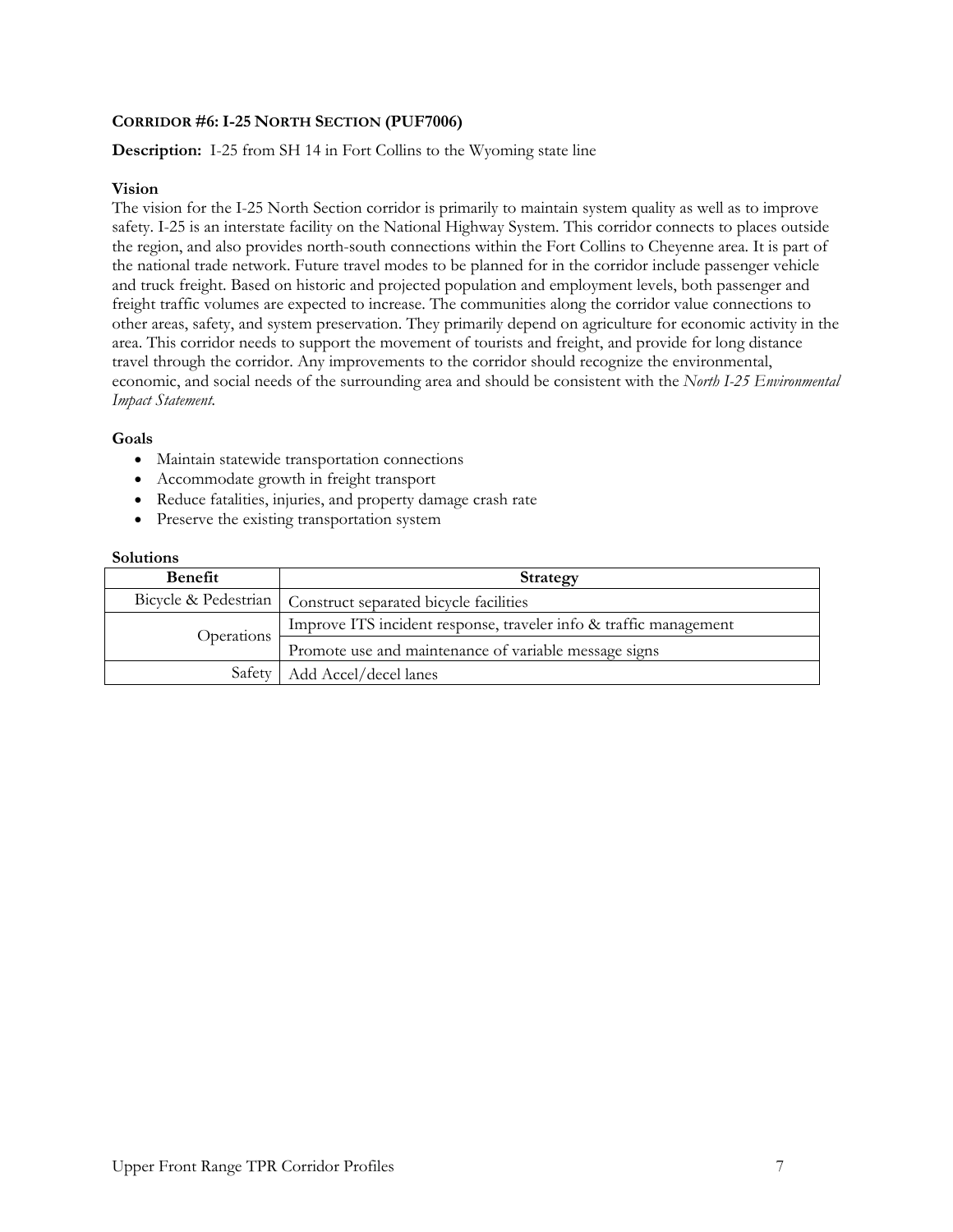### CORRIDOR #6: I-25 NORTH SECTION (PUF7006)

**Description:** I-25 from SH 14 in Fort Collins to the Wyoming state line

**Vision**

The vision for the I-25 North Section corridor is primarily to maintain system quality as well as to improve safety. I-25 is an interstate facility on the National Highway System. This corridor connects to places outside the region, and also provides north-south connections within the Fort Collins to Cheyenne area. It is part of the national trade network. Future travel modes to be planned for in the corridor include passenger vehicle and truck freight. Based on historic and projected population and employment levels, both passenger and freight traffic volumes are expected to increase. The communities along the corridor value connections to other areas, safety, and system preservation. They primarily depend on agriculture for economic activity in the area. This corridor needs to support the movement of tourists and freight, and provide for long distance travel through the corridor. Any improvements to the corridor should recognize the environmental, economic, and social needs of the surrounding area and should be consistent with the *North I-25 Environmental Impact Statement*.

**Goals**

- Maintain statewide transportation connections
- Accommodate growth in freight transport
- Reduce fatalities, injuries, and property damage crash rate
- Preserve the existing transportation system

**Solutions**

| Benefit | Strategy |
|---|---|
| Bicycle & Pedestrian | Construct separated bicycle facilities |
| Operations | Improve ITS incident response, traveler info & traffic management |
| | Promote use and maintenance of variable message signs |
| Safety | Add Accel/decel lanes |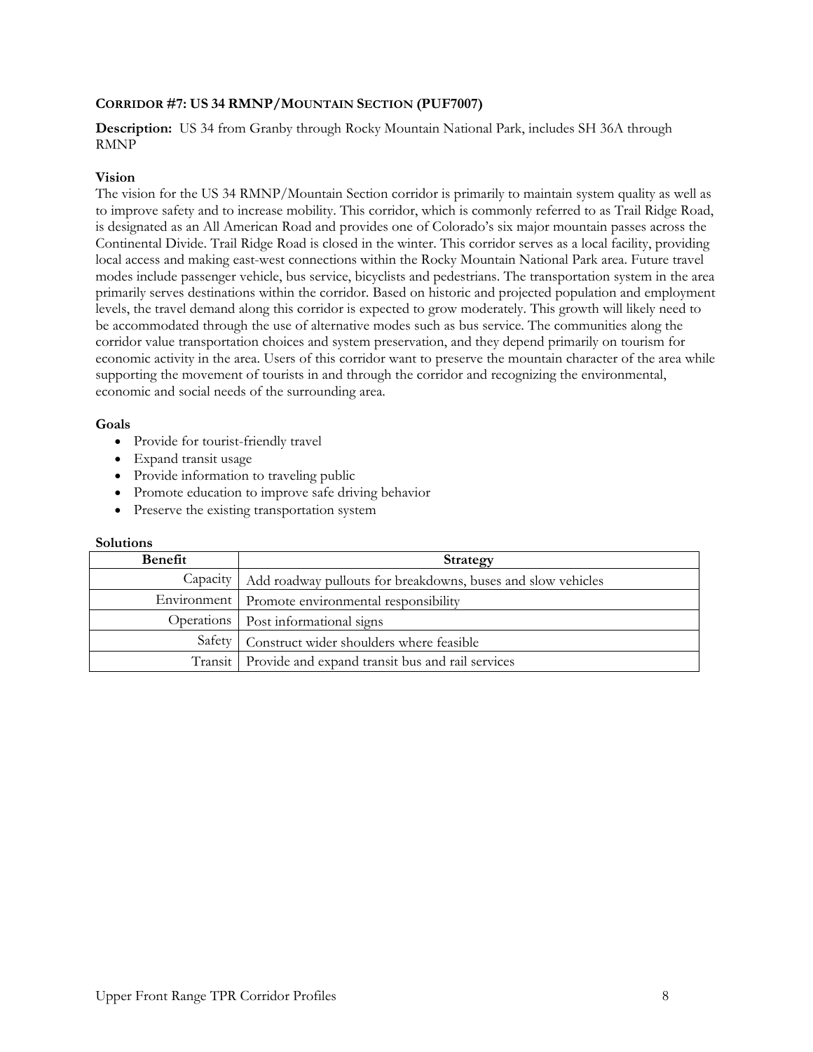### CORRIDOR #7: US 34 RMNP/MOUNTAIN SECTION (PUF7007)

**Description:** US 34 from Granby through Rocky Mountain National Park, includes SH 36A through RMNP

**Vision**

The vision for the US 34 RMNP/Mountain Section corridor is primarily to maintain system quality as well as to improve safety and to increase mobility. This corridor, which is commonly referred to as Trail Ridge Road, is designated as an All American Road and provides one of Colorado's six major mountain passes across the Continental Divide. Trail Ridge Road is closed in the winter. This corridor serves as a local facility, providing local access and making east-west connections within the Rocky Mountain National Park area. Future travel modes include passenger vehicle, bus service, bicyclists and pedestrians. The transportation system in the area primarily serves destinations within the corridor. Based on historic and projected population and employment levels, the travel demand along this corridor is expected to grow moderately. This growth will likely need to be accommodated through the use of alternative modes such as bus service. The communities along the corridor value transportation choices and system preservation, and they depend primarily on tourism for economic activity in the area. Users of this corridor want to preserve the mountain character of the area while supporting the movement of tourists in and through the corridor and recognizing the environmental, economic and social needs of the surrounding area.

**Goals**

- Provide for tourist-friendly travel
- Expand transit usage
- Provide information to traveling public
- Promote education to improve safe driving behavior
- Preserve the existing transportation system

**Solutions**

| Benefit | Strategy |
|---|---|
| Capacity | Add roadway pullouts for breakdowns, buses and slow vehicles |
| Environment | Promote environmental responsibility |
| Operations | Post informational signs |
| Safety | Construct wider shoulders where feasible |
| Transit | Provide and expand transit bus and rail services |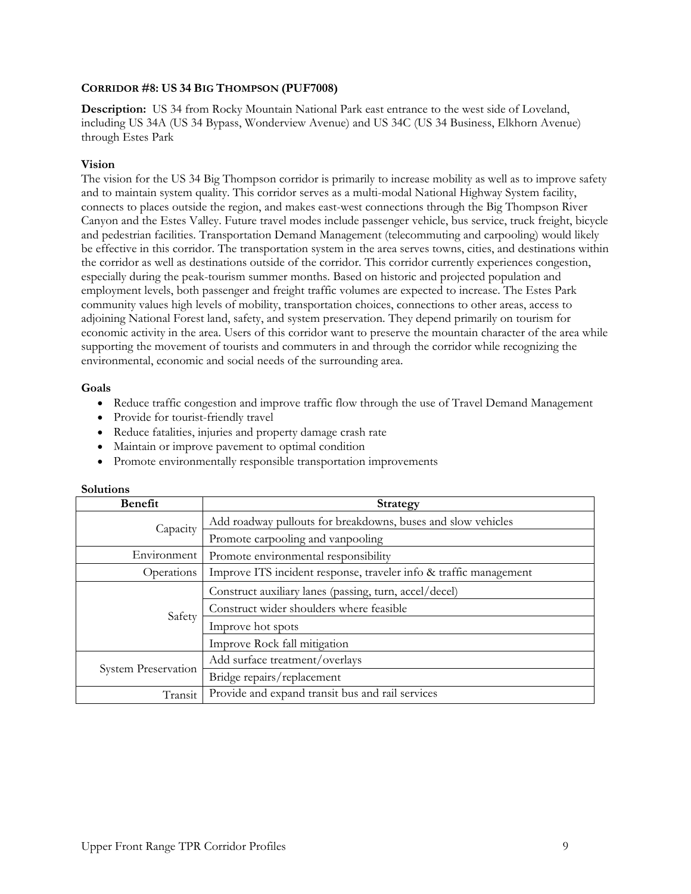### CORRIDOR #8: US 34 BIG THOMPSON (PUF7008)

**Description:** US 34 from Rocky Mountain National Park east entrance to the west side of Loveland, including US 34A (US 34 Bypass, Wonderview Avenue) and US 34C (US 34 Business, Elkhorn Avenue) through Estes Park

**Vision**

The vision for the US 34 Big Thompson corridor is primarily to increase mobility as well as to improve safety and to maintain system quality. This corridor serves as a multi-modal National Highway System facility, connects to places outside the region, and makes east-west connections through the Big Thompson River Canyon and the Estes Valley. Future travel modes include passenger vehicle, bus service, truck freight, bicycle and pedestrian facilities. Transportation Demand Management (telecommuting and carpooling) would likely be effective in this corridor. The transportation system in the area serves towns, cities, and destinations within the corridor as well as destinations outside of the corridor. This corridor currently experiences congestion, especially during the peak-tourism summer months. Based on historic and projected population and employment levels, both passenger and freight traffic volumes are expected to increase. The Estes Park community values high levels of mobility, transportation choices, connections to other areas, access to adjoining National Forest land, safety, and system preservation. They depend primarily on tourism for economic activity in the area. Users of this corridor want to preserve the mountain character of the area while supporting the movement of tourists and commuters in and through the corridor while recognizing the environmental, economic and social needs of the surrounding area.

**Goals**

- Reduce traffic congestion and improve traffic flow through the use of Travel Demand Management
- Provide for tourist-friendly travel
- Reduce fatalities, injuries and property damage crash rate
- Maintain or improve pavement to optimal condition
- Promote environmentally responsible transportation improvements

**Solutions**

| Benefit | Strategy |
|---|---|
| Capacity | Add roadway pullouts for breakdowns, buses and slow vehicles |
| | Promote carpooling and vanpooling |
| Environment | Promote environmental responsibility |
| Operations | Improve ITS incident response, traveler info & traffic management |
| Safety | Construct auxiliary lanes (passing, turn, accel/decel) |
| | Construct wider shoulders where feasible |
| | Improve hot spots |
| | Improve Rock fall mitigation |
| System Preservation | Add surface treatment/overlays |
| | Bridge repairs/replacement |
| Transit | Provide and expand transit bus and rail services |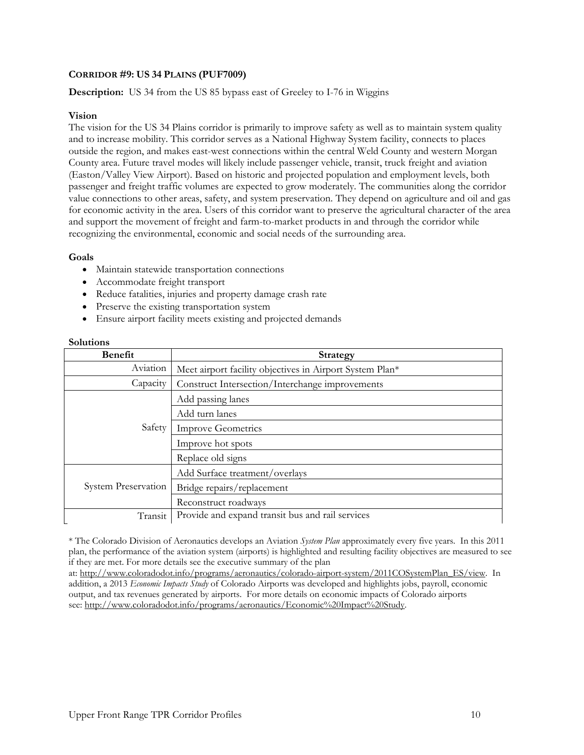## CORRIDOR #9: US 34 PLAINS (PUF7009)

**Description:** US 34 from the US 85 bypass east of Greeley to I-76 in Wiggins

### Vision

The vision for the US 34 Plains corridor is primarily to improve safety as well as to maintain system quality and to increase mobility. This corridor serves as a National Highway System facility, connects to places outside the region, and makes east-west connections within the central Weld County and western Morgan County area. Future travel modes will likely include passenger vehicle, transit, truck freight and aviation (Easton/Valley View Airport). Based on historic and projected population and employment levels, both passenger and freight traffic volumes are expected to grow moderately. The communities along the corridor value connections to other areas, safety, and system preservation. They depend on agriculture and oil and gas for economic activity in the area. Users of this corridor want to preserve the agricultural character of the area and support the movement of freight and farm-to-market products in and through the corridor while recognizing the environmental, economic and social needs of the surrounding area.

### Goals

- Maintain statewide transportation connections
- Accommodate freight transport
- Reduce fatalities, injuries and property damage crash rate
- Preserve the existing transportation system
- Ensure airport facility meets existing and projected demands

### Solutions

| Benefit | Strategy |
|---|---|
| Aviation | Meet airport facility objectives in Airport System Plan* |
| Capacity | Construct Intersection/Interchange improvements |
| Safety | Add passing lanes |
| | Add turn lanes |
| | Improve Geometrics |
| | Improve hot spots |
| | Replace old signs |
| System Preservation | Add Surface treatment/overlays |
| | Bridge repairs/replacement |
| | Reconstruct roadways |
| Transit | Provide and expand transit bus and rail services |

\* The Colorado Division of Aeronautics develops an Aviation *System Plan* approximately every five years. In this 2011 plan, the performance of the aviation system (airports) is highlighted and resulting facility objectives are measured to see if they are met. For more details see the executive summary of the plan at: http://www.coloradodot.info/programs/aeronautics/colorado-airport-system/2011COSystemPlan_ES/view. In addition, a 2013 *Economic Impacts Study* of Colorado Airports was developed and highlights jobs, payroll, economic output, and tax revenues generated by airports. For more details on economic impacts of Colorado airports see: http://www.coloradodot.info/programs/aeronautics/Economic%20Impact%20Study.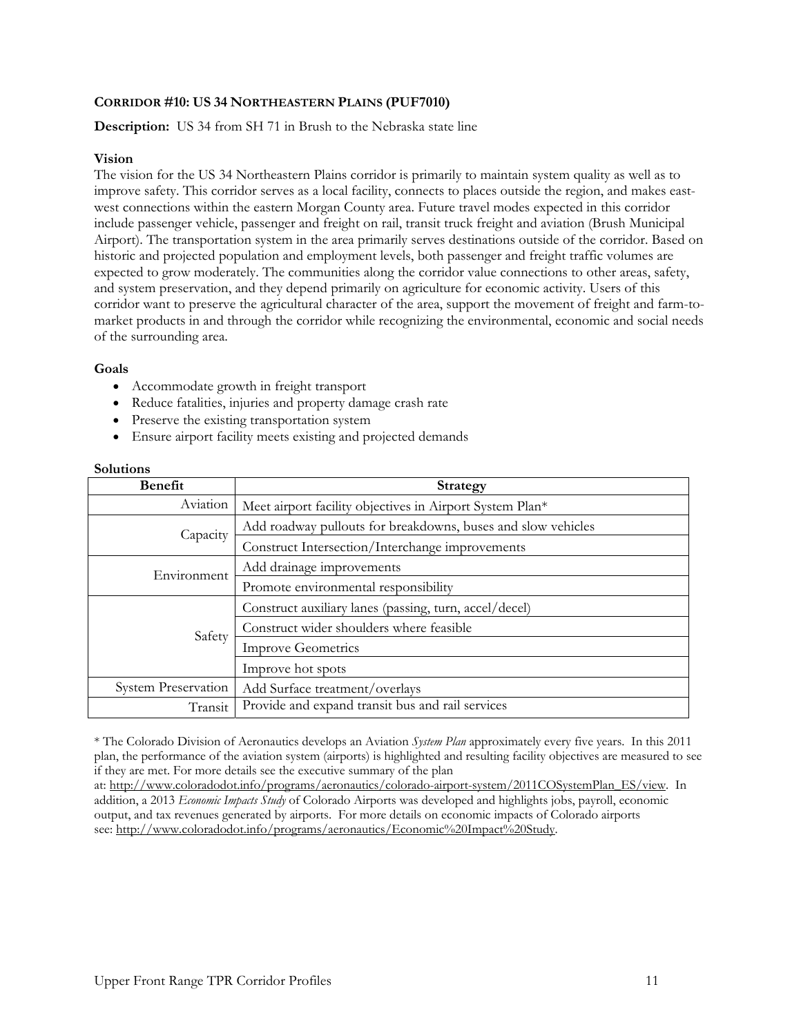### CORRIDOR #10: US 34 NORTHEASTERN PLAINS (PUF7010)

**Description:** US 34 from SH 71 in Brush to the Nebraska state line

**Vision**

The vision for the US 34 Northeastern Plains corridor is primarily to maintain system quality as well as to improve safety. This corridor serves as a local facility, connects to places outside the region, and makes east-west connections within the eastern Morgan County area. Future travel modes expected in this corridor include passenger vehicle, passenger and freight on rail, transit truck freight and aviation (Brush Municipal Airport). The transportation system in the area primarily serves destinations outside of the corridor. Based on historic and projected population and employment levels, both passenger and freight traffic volumes are expected to grow moderately. The communities along the corridor value connections to other areas, safety, and system preservation, and they depend primarily on agriculture for economic activity. Users of this corridor want to preserve the agricultural character of the area, support the movement of freight and farm-to-market products in and through the corridor while recognizing the environmental, economic and social needs of the surrounding area.

**Goals**

- Accommodate growth in freight transport
- Reduce fatalities, injuries and property damage crash rate
- Preserve the existing transportation system
- Ensure airport facility meets existing and projected demands

**Solutions**

| Benefit | Strategy |
|---|---|
| Aviation | Meet airport facility objectives in Airport System Plan* |
| Capacity | Add roadway pullouts for breakdowns, buses and slow vehicles |
| | Construct Intersection/Interchange improvements |
| Environment | Add drainage improvements |
| | Promote environmental responsibility |
| Safety | Construct auxiliary lanes (passing, turn, accel/decel) |
| | Construct wider shoulders where feasible |
| | Improve Geometrics |
| | Improve hot spots |
| System Preservation | Add Surface treatment/overlays |
| Transit | Provide and expand transit bus and rail services |

* The Colorado Division of Aeronautics develops an Aviation *System Plan* approximately every five years. In this 2011 plan, the performance of the aviation system (airports) is highlighted and resulting facility objectives are measured to see if they are met. For more details see the executive summary of the plan at: http://www.coloradodot.info/programs/aeronautics/colorado-airport-system/2011COSystemPlan_ES/view. In addition, a 2013 *Economic Impacts Study* of Colorado Airports was developed and highlights jobs, payroll, economic output, and tax revenues generated by airports. For more details on economic impacts of Colorado airports see: http://www.coloradodot.info/programs/aeronautics/Economic%20Impact%20Study.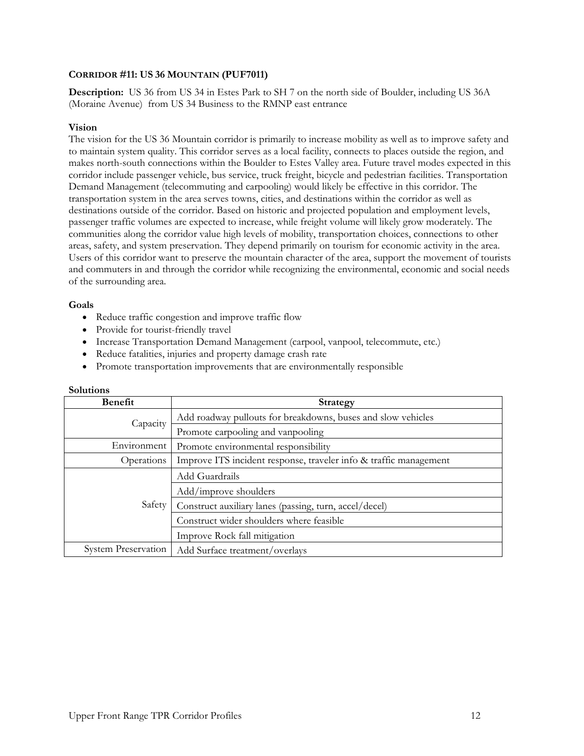### CORRIDOR #11: US 36 MOUNTAIN (PUF7011)

**Description:** US 36 from US 34 in Estes Park to SH 7 on the north side of Boulder, including US 36A (Moraine Avenue) from US 34 Business to the RMNP east entrance

**Vision**

The vision for the US 36 Mountain corridor is primarily to increase mobility as well as to improve safety and to maintain system quality. This corridor serves as a local facility, connects to places outside the region, and makes north-south connections within the Boulder to Estes Valley area. Future travel modes expected in this corridor include passenger vehicle, bus service, truck freight, bicycle and pedestrian facilities. Transportation Demand Management (telecommuting and carpooling) would likely be effective in this corridor. The transportation system in the area serves towns, cities, and destinations within the corridor as well as destinations outside of the corridor. Based on historic and projected population and employment levels, passenger traffic volumes are expected to increase, while freight volume will likely grow moderately. The communities along the corridor value high levels of mobility, transportation choices, connections to other areas, safety, and system preservation. They depend primarily on tourism for economic activity in the area. Users of this corridor want to preserve the mountain character of the area, support the movement of tourists and commuters in and through the corridor while recognizing the environmental, economic and social needs of the surrounding area.

**Goals**

- Reduce traffic congestion and improve traffic flow
- Provide for tourist-friendly travel
- Increase Transportation Demand Management (carpool, vanpool, telecommute, etc.)
- Reduce fatalities, injuries and property damage crash rate
- Promote transportation improvements that are environmentally responsible

**Solutions**

| Benefit | Strategy |
|---|---|
| Capacity | Add roadway pullouts for breakdowns, buses and slow vehicles |
| | Promote carpooling and vanpooling |
| Environment | Promote environmental responsibility |
| Operations | Improve ITS incident response, traveler info & traffic management |
| Safety | Add Guardrails |
| | Add/improve shoulders |
| | Construct auxiliary lanes (passing, turn, accel/decel) |
| | Construct wider shoulders where feasible |
| | Improve Rock fall mitigation |
| System Preservation | Add Surface treatment/overlays |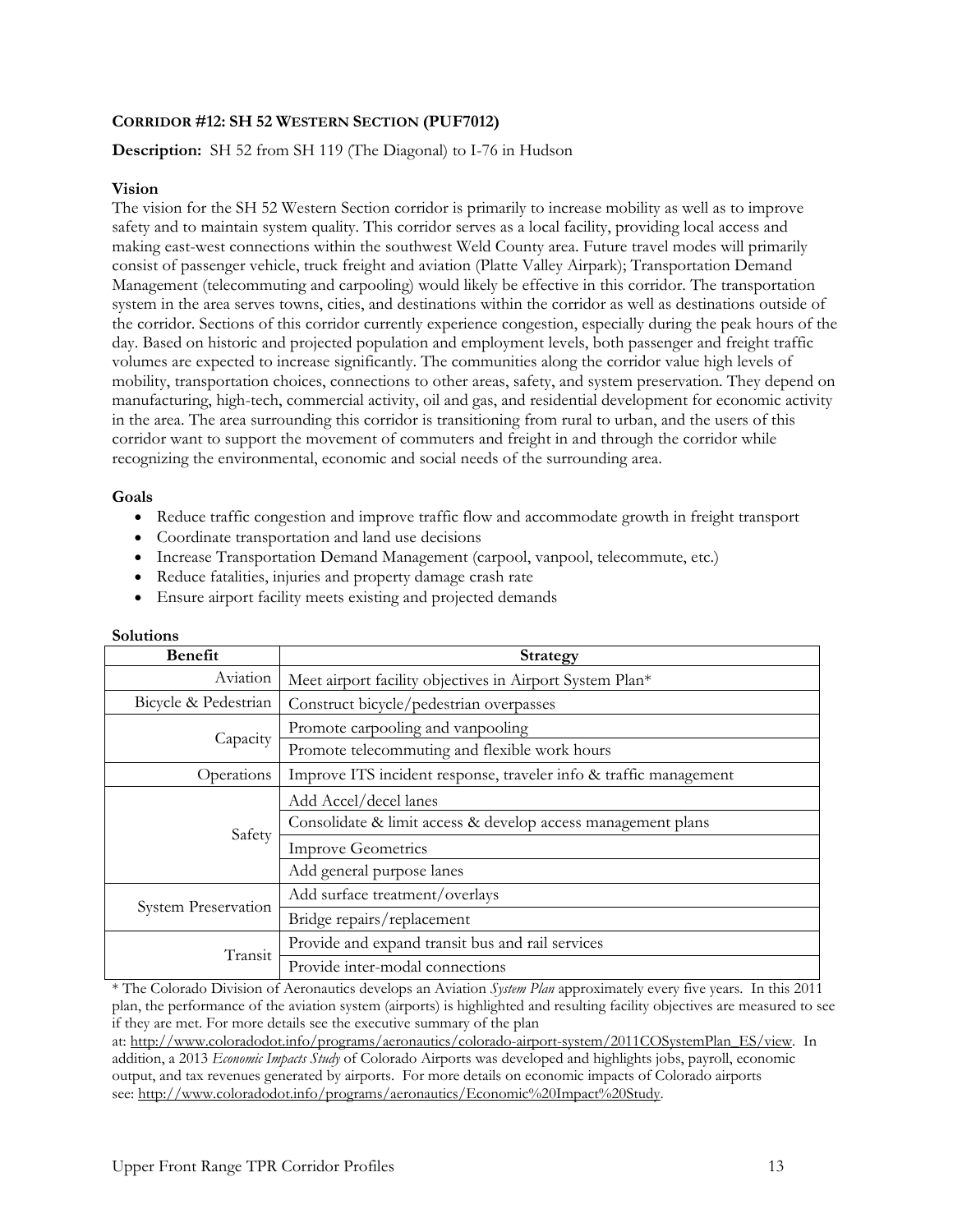### CORRIDOR #12: SH 52 WESTERN SECTION (PUF7012)

**Description:** SH 52 from SH 119 (The Diagonal) to I-76 in Hudson

**Vision**

The vision for the SH 52 Western Section corridor is primarily to increase mobility as well as to improve safety and to maintain system quality. This corridor serves as a local facility, providing local access and making east-west connections within the southwest Weld County area. Future travel modes will primarily consist of passenger vehicle, truck freight and aviation (Platte Valley Airpark); Transportation Demand Management (telecommuting and carpooling) would likely be effective in this corridor. The transportation system in the area serves towns, cities, and destinations within the corridor as well as destinations outside of the corridor. Sections of this corridor currently experience congestion, especially during the peak hours of the day. Based on historic and projected population and employment levels, both passenger and freight traffic volumes are expected to increase significantly. The communities along the corridor value high levels of mobility, transportation choices, connections to other areas, safety, and system preservation. They depend on manufacturing, high-tech, commercial activity, oil and gas, and residential development for economic activity in the area. The area surrounding this corridor is transitioning from rural to urban, and the users of this corridor want to support the movement of commuters and freight in and through the corridor while recognizing the environmental, economic and social needs of the surrounding area.

**Goals**

- Reduce traffic congestion and improve traffic flow and accommodate growth in freight transport
- Coordinate transportation and land use decisions
- Increase Transportation Demand Management (carpool, vanpool, telecommute, etc.)
- Reduce fatalities, injuries and property damage crash rate
- Ensure airport facility meets existing and projected demands

**Solutions**

| Benefit | Strategy |
|---|---|
| Aviation | Meet airport facility objectives in Airport System Plan* |
| Bicycle & Pedestrian | Construct bicycle/pedestrian overpasses |
| Capacity | Promote carpooling and vanpooling |
| | Promote telecommuting and flexible work hours |
| Operations | Improve ITS incident response, traveler info & traffic management |
| Safety | Add Accel/decel lanes |
| | Consolidate & limit access & develop access management plans |
| | Improve Geometrics |
| | Add general purpose lanes |
| System Preservation | Add surface treatment/overlays |
| | Bridge repairs/replacement |
| Transit | Provide and expand transit bus and rail services |
| | Provide inter-modal connections |

* The Colorado Division of Aeronautics develops an Aviation *System Plan* approximately every five years. In this 2011 plan, the performance of the aviation system (airports) is highlighted and resulting facility objectives are measured to see if they are met. For more details see the executive summary of the plan at: http://www.coloradodot.info/programs/aeronautics/colorado-airport-system/2011COSystemPlan_ES/view. In addition, a 2013 *Economic Impacts Study* of Colorado Airports was developed and highlights jobs, payroll, economic output, and tax revenues generated by airports. For more details on economic impacts of Colorado airports see: http://www.coloradodot.info/programs/aeronautics/Economic%20Impact%20Study.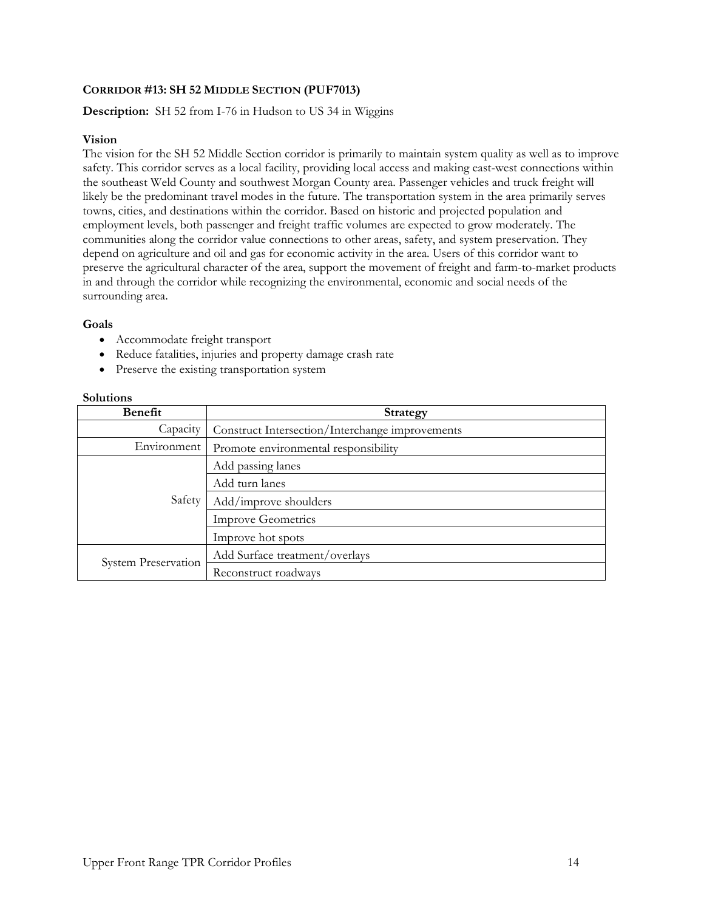### CORRIDOR #13: SH 52 MIDDLE SECTION (PUF7013)

**Description:** SH 52 from I-76 in Hudson to US 34 in Wiggins

**Vision**

The vision for the SH 52 Middle Section corridor is primarily to maintain system quality as well as to improve safety. This corridor serves as a local facility, providing local access and making east-west connections within the southeast Weld County and southwest Morgan County area. Passenger vehicles and truck freight will likely be the predominant travel modes in the future. The transportation system in the area primarily serves towns, cities, and destinations within the corridor. Based on historic and projected population and employment levels, both passenger and freight traffic volumes are expected to grow moderately. The communities along the corridor value connections to other areas, safety, and system preservation. They depend on agriculture and oil and gas for economic activity in the area. Users of this corridor want to preserve the agricultural character of the area, support the movement of freight and farm-to-market products in and through the corridor while recognizing the environmental, economic and social needs of the surrounding area.

**Goals**

- Accommodate freight transport
- Reduce fatalities, injuries and property damage crash rate
- Preserve the existing transportation system

**Solutions**

| Benefit | Strategy |
|---|---|
| Capacity | Construct Intersection/Interchange improvements |
| Environment | Promote environmental responsibility |
| Safety | Add passing lanes |
| | Add turn lanes |
| | Add/improve shoulders |
| | Improve Geometrics |
| | Improve hot spots |
| System Preservation | Add Surface treatment/overlays |
| | Reconstruct roadways |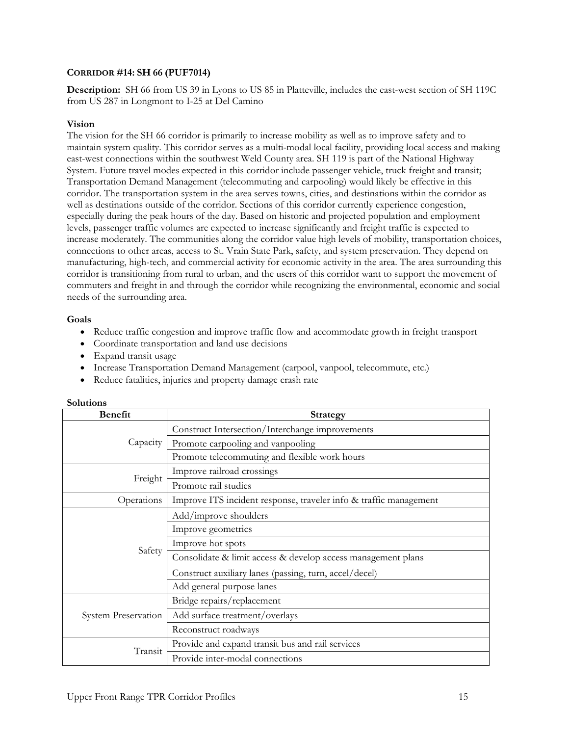## CORRIDOR #14: SH 66 (PUF7014)

**Description:** SH 66 from US 39 in Lyons to US 85 in Platteville, includes the east-west section of SH 119C from US 287 in Longmont to I-25 at Del Camino

### Vision

The vision for the SH 66 corridor is primarily to increase mobility as well as to improve safety and to maintain system quality. This corridor serves as a multi-modal local facility, providing local access and making east-west connections within the southwest Weld County area. SH 119 is part of the National Highway System. Future travel modes expected in this corridor include passenger vehicle, truck freight and transit; Transportation Demand Management (telecommuting and carpooling) would likely be effective in this corridor. The transportation system in the area serves towns, cities, and destinations within the corridor as well as destinations outside of the corridor. Sections of this corridor currently experience congestion, especially during the peak hours of the day. Based on historic and projected population and employment levels, passenger traffic volumes are expected to increase significantly and freight traffic is expected to increase moderately. The communities along the corridor value high levels of mobility, transportation choices, connections to other areas, access to St. Vrain State Park, safety, and system preservation. They depend on manufacturing, high-tech, and commercial activity for economic activity in the area. The area surrounding this corridor is transitioning from rural to urban, and the users of this corridor want to support the movement of commuters and freight in and through the corridor while recognizing the environmental, economic and social needs of the surrounding area.

### Goals

- Reduce traffic congestion and improve traffic flow and accommodate growth in freight transport
- Coordinate transportation and land use decisions
- Expand transit usage
- Increase Transportation Demand Management (carpool, vanpool, telecommute, etc.)
- Reduce fatalities, injuries and property damage crash rate

### Solutions

| Benefit | Strategy |
|---|---|
| Capacity | Construct Intersection/Interchange improvements |
| | Promote carpooling and vanpooling |
| | Promote telecommuting and flexible work hours |
| Freight | Improve railroad crossings |
| | Promote rail studies |
| Operations | Improve ITS incident response, traveler info & traffic management |
| Safety | Add/improve shoulders |
| | Improve geometrics |
| | Improve hot spots |
| | Consolidate & limit access & develop access management plans |
| | Construct auxiliary lanes (passing, turn, accel/decel) |
| | Add general purpose lanes |
| System Preservation | Bridge repairs/replacement |
| | Add surface treatment/overlays |
| | Reconstruct roadways |
| Transit | Provide and expand transit bus and rail services |
| | Provide inter-modal connections |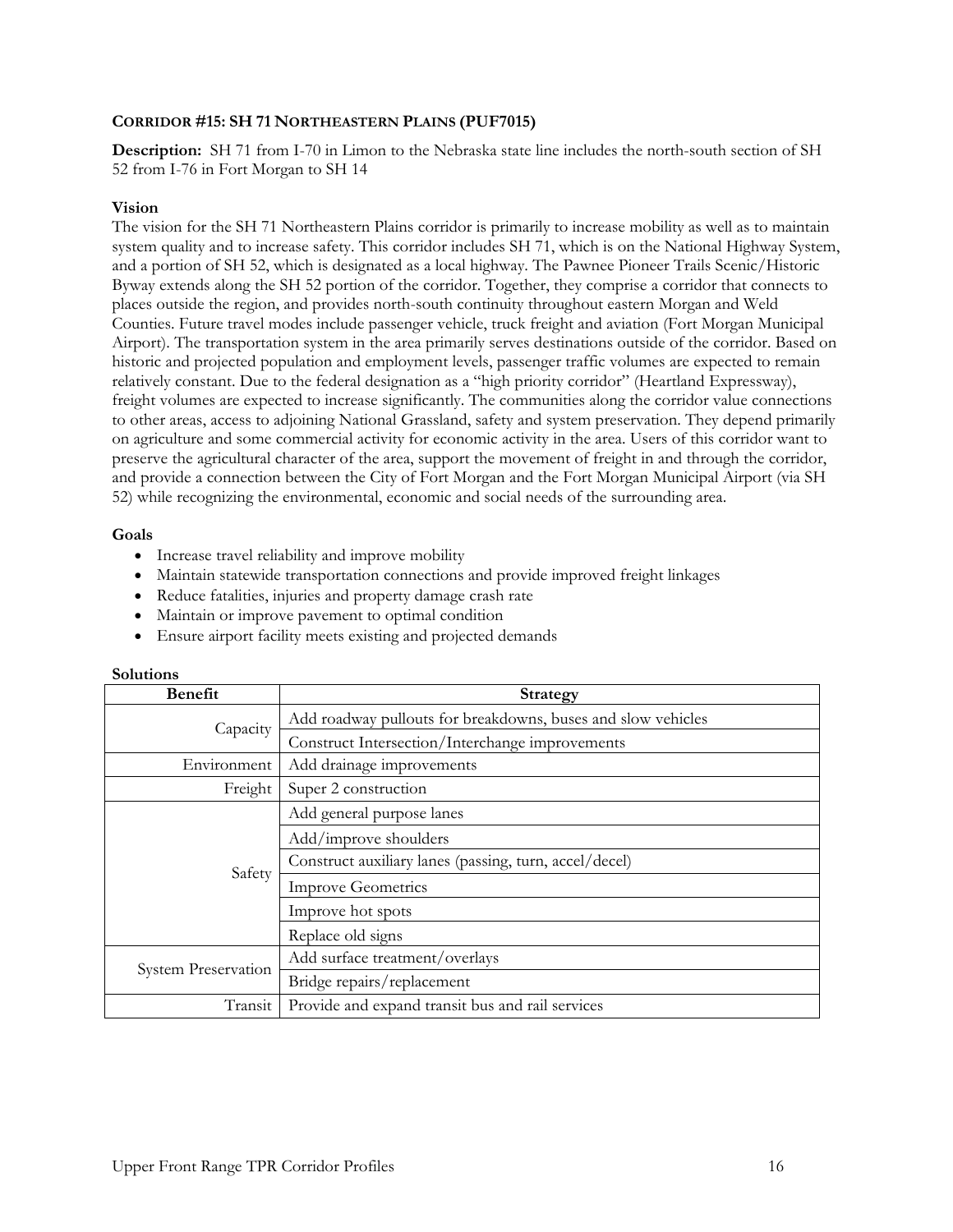### CORRIDOR #15: SH 71 NORTHEASTERN PLAINS (PUF7015)

**Description:** SH 71 from I-70 in Limon to the Nebraska state line includes the north-south section of SH 52 from I-76 in Fort Morgan to SH 14

**Vision**

The vision for the SH 71 Northeastern Plains corridor is primarily to increase mobility as well as to maintain system quality and to increase safety. This corridor includes SH 71, which is on the National Highway System, and a portion of SH 52, which is designated as a local highway. The Pawnee Pioneer Trails Scenic/Historic Byway extends along the SH 52 portion of the corridor. Together, they comprise a corridor that connects to places outside the region, and provides north-south continuity throughout eastern Morgan and Weld Counties. Future travel modes include passenger vehicle, truck freight and aviation (Fort Morgan Municipal Airport). The transportation system in the area primarily serves destinations outside of the corridor. Based on historic and projected population and employment levels, passenger traffic volumes are expected to remain relatively constant. Due to the federal designation as a "high priority corridor" (Heartland Expressway), freight volumes are expected to increase significantly. The communities along the corridor value connections to other areas, access to adjoining National Grassland, safety and system preservation. They depend primarily on agriculture and some commercial activity for economic activity in the area. Users of this corridor want to preserve the agricultural character of the area, support the movement of freight in and through the corridor, and provide a connection between the City of Fort Morgan and the Fort Morgan Municipal Airport (via SH 52) while recognizing the environmental, economic and social needs of the surrounding area.

**Goals**

- Increase travel reliability and improve mobility
- Maintain statewide transportation connections and provide improved freight linkages
- Reduce fatalities, injuries and property damage crash rate
- Maintain or improve pavement to optimal condition
- Ensure airport facility meets existing and projected demands

**Solutions**

| Benefit | Strategy |
|---|---|
| Capacity | Add roadway pullouts for breakdowns, buses and slow vehicles |
| | Construct Intersection/Interchange improvements |
| Environment | Add drainage improvements |
| Freight | Super 2 construction |
| Safety | Add general purpose lanes |
| | Add/improve shoulders |
| | Construct auxiliary lanes (passing, turn, accel/decel) |
| | Improve Geometrics |
| | Improve hot spots |
| | Replace old signs |
| System Preservation | Add surface treatment/overlays |
| | Bridge repairs/replacement |
| Transit | Provide and expand transit bus and rail services |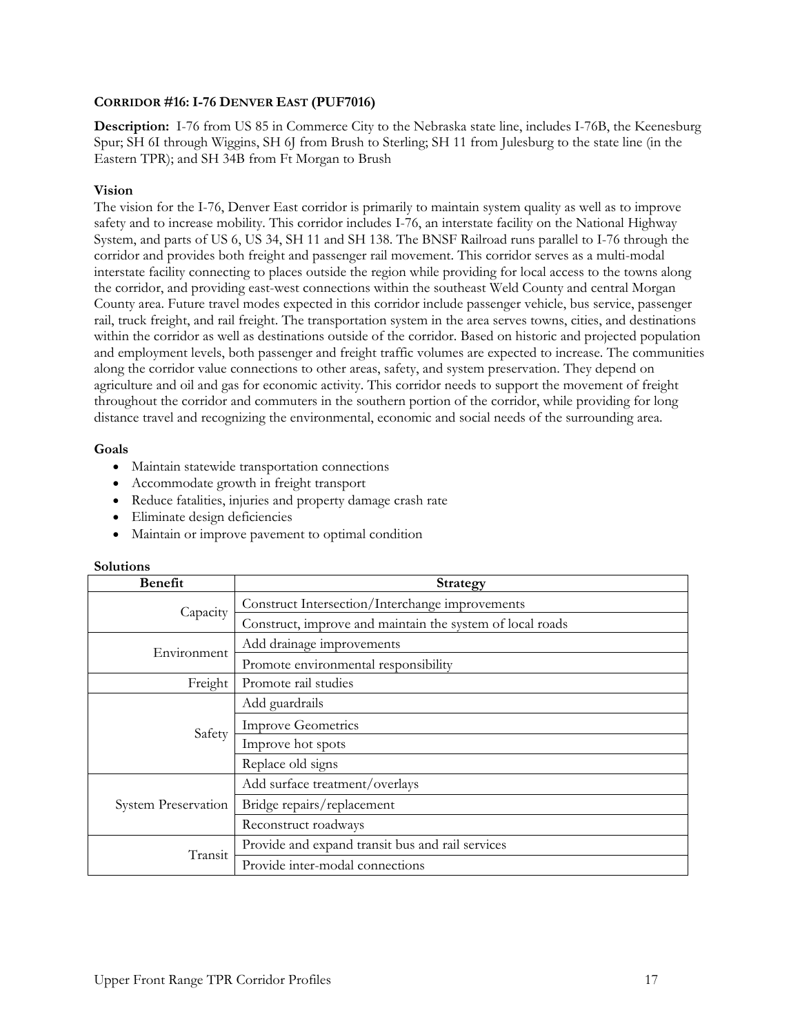## CORRIDOR #16: I-76 DENVER EAST (PUF7016)

**Description:** I-76 from US 85 in Commerce City to the Nebraska state line, includes I-76B, the Keenesburg Spur; SH 6I through Wiggins, SH 6J from Brush to Sterling; SH 11 from Julesburg to the state line (in the Eastern TPR); and SH 34B from Ft Morgan to Brush

### Vision

The vision for the I-76, Denver East corridor is primarily to maintain system quality as well as to improve safety and to increase mobility. This corridor includes I-76, an interstate facility on the National Highway System, and parts of US 6, US 34, SH 11 and SH 138. The BNSF Railroad runs parallel to I-76 through the corridor and provides both freight and passenger rail movement. This corridor serves as a multi-modal interstate facility connecting to places outside the region while providing for local access to the towns along the corridor, and providing east-west connections within the southeast Weld County and central Morgan County area. Future travel modes expected in this corridor include passenger vehicle, bus service, passenger rail, truck freight, and rail freight. The transportation system in the area serves towns, cities, and destinations within the corridor as well as destinations outside of the corridor. Based on historic and projected population and employment levels, both passenger and freight traffic volumes are expected to increase. The communities along the corridor value connections to other areas, safety, and system preservation. They depend on agriculture and oil and gas for economic activity. This corridor needs to support the movement of freight throughout the corridor and commuters in the southern portion of the corridor, while providing for long distance travel and recognizing the environmental, economic and social needs of the surrounding area.

### Goals

- Maintain statewide transportation connections
- Accommodate growth in freight transport
- Reduce fatalities, injuries and property damage crash rate
- Eliminate design deficiencies
- Maintain or improve pavement to optimal condition

### Solutions

| Benefit | Strategy |
|---|---|
| Capacity | Construct Intersection/Interchange improvements |
| | Construct, improve and maintain the system of local roads |
| Environment | Add drainage improvements |
| | Promote environmental responsibility |
| Freight | Promote rail studies |
| Safety | Add guardrails |
| | Improve Geometrics |
| | Improve hot spots |
| | Replace old signs |
| System Preservation | Add surface treatment/overlays |
| | Bridge repairs/replacement |
| | Reconstruct roadways |
| Transit | Provide and expand transit bus and rail services |
| | Provide inter-modal connections |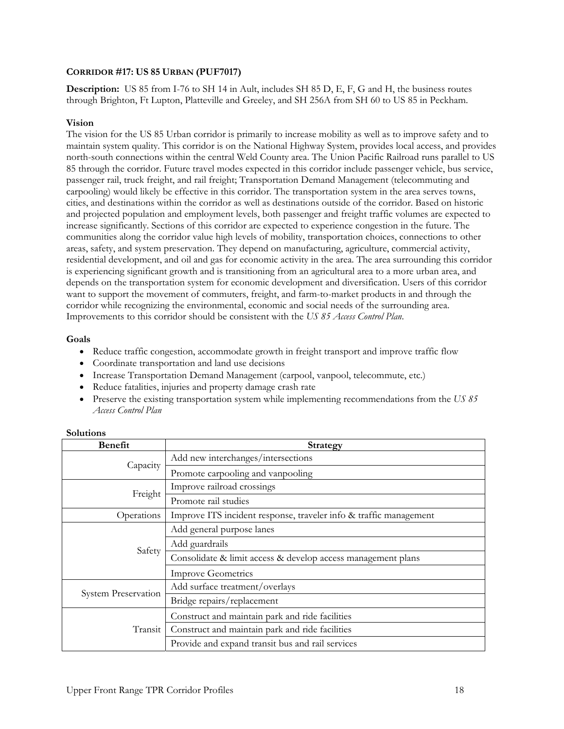## CORRIDOR #17: US 85 URBAN (PUF7017)

**Description:** US 85 from I-76 to SH 14 in Ault, includes SH 85 D, E, F, G and H, the business routes through Brighton, Ft Lupton, Platteville and Greeley, and SH 256A from SH 60 to US 85 in Peckham.

### Vision

The vision for the US 85 Urban corridor is primarily to increase mobility as well as to improve safety and to maintain system quality. This corridor is on the National Highway System, provides local access, and provides north-south connections within the central Weld County area. The Union Pacific Railroad runs parallel to US 85 through the corridor. Future travel modes expected in this corridor include passenger vehicle, bus service, passenger rail, truck freight, and rail freight; Transportation Demand Management (telecommuting and carpooling) would likely be effective in this corridor. The transportation system in the area serves towns, cities, and destinations within the corridor as well as destinations outside of the corridor. Based on historic and projected population and employment levels, both passenger and freight traffic volumes are expected to increase significantly. Sections of this corridor are expected to experience congestion in the future. The communities along the corridor value high levels of mobility, transportation choices, connections to other areas, safety, and system preservation. They depend on manufacturing, agriculture, commercial activity, residential development, and oil and gas for economic activity in the area. The area surrounding this corridor is experiencing significant growth and is transitioning from an agricultural area to a more urban area, and depends on the transportation system for economic development and diversification. Users of this corridor want to support the movement of commuters, freight, and farm-to-market products in and through the corridor while recognizing the environmental, economic and social needs of the surrounding area. Improvements to this corridor should be consistent with the *US 85 Access Control Plan*.

### Goals

- Reduce traffic congestion, accommodate growth in freight transport and improve traffic flow
- Coordinate transportation and land use decisions
- Increase Transportation Demand Management (carpool, vanpool, telecommute, etc.)
- Reduce fatalities, injuries and property damage crash rate
- Preserve the existing transportation system while implementing recommendations from the *US 85 Access Control Plan*

### Solutions

| Benefit | Strategy |
|---|---|
| Capacity | Add new interchanges/intersections |
| | Promote carpooling and vanpooling |
| Freight | Improve railroad crossings |
| | Promote rail studies |
| Operations | Improve ITS incident response, traveler info & traffic management |
| Safety | Add general purpose lanes |
| | Add guardrails |
| | Consolidate & limit access & develop access management plans |
| | Improve Geometrics |
| System Preservation | Add surface treatment/overlays |
| | Bridge repairs/replacement |
| Transit | Construct and maintain park and ride facilities |
| | Construct and maintain park and ride facilities |
| | Provide and expand transit bus and rail services |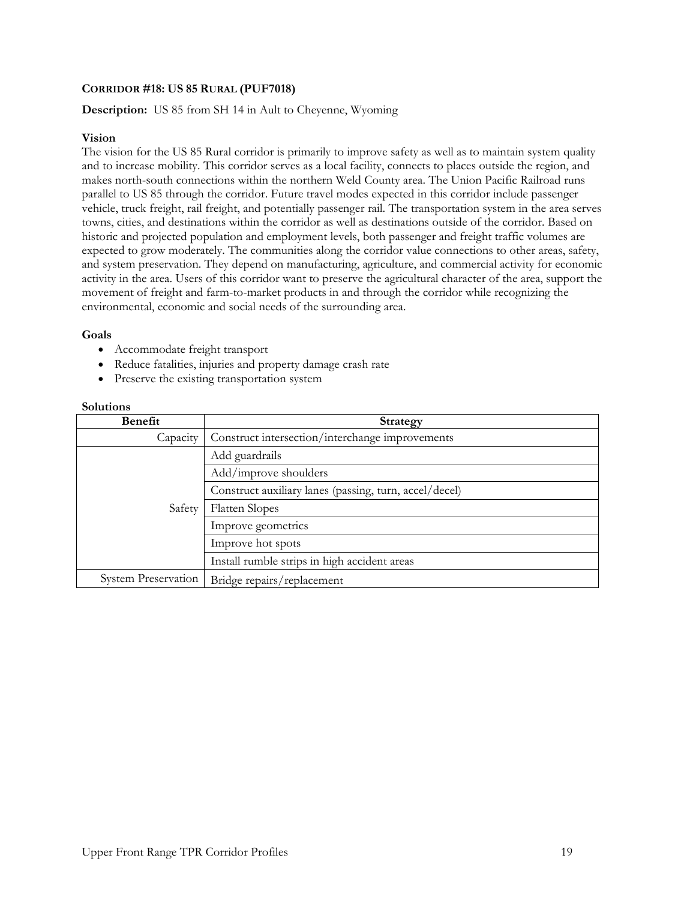### CORRIDOR #18: US 85 RURAL (PUF7018)

**Description:** US 85 from SH 14 in Ault to Cheyenne, Wyoming

**Vision**

The vision for the US 85 Rural corridor is primarily to improve safety as well as to maintain system quality and to increase mobility. This corridor serves as a local facility, connects to places outside the region, and makes north-south connections within the northern Weld County area. The Union Pacific Railroad runs parallel to US 85 through the corridor. Future travel modes expected in this corridor include passenger vehicle, truck freight, rail freight, and potentially passenger rail. The transportation system in the area serves towns, cities, and destinations within the corridor as well as destinations outside of the corridor. Based on historic and projected population and employment levels, both passenger and freight traffic volumes are expected to grow moderately. The communities along the corridor value connections to other areas, safety, and system preservation. They depend on manufacturing, agriculture, and commercial activity for economic activity in the area. Users of this corridor want to preserve the agricultural character of the area, support the movement of freight and farm-to-market products in and through the corridor while recognizing the environmental, economic and social needs of the surrounding area.

**Goals**

- Accommodate freight transport
- Reduce fatalities, injuries and property damage crash rate
- Preserve the existing transportation system

**Solutions**

| Benefit | Strategy |
|---|---|
| Capacity | Construct intersection/interchange improvements |
| Safety | Add guardrails |
| | Add/improve shoulders |
| | Construct auxiliary lanes (passing, turn, accel/decel) |
| | Flatten Slopes |
| | Improve geometrics |
| | Improve hot spots |
| | Install rumble strips in high accident areas |
| System Preservation | Bridge repairs/replacement |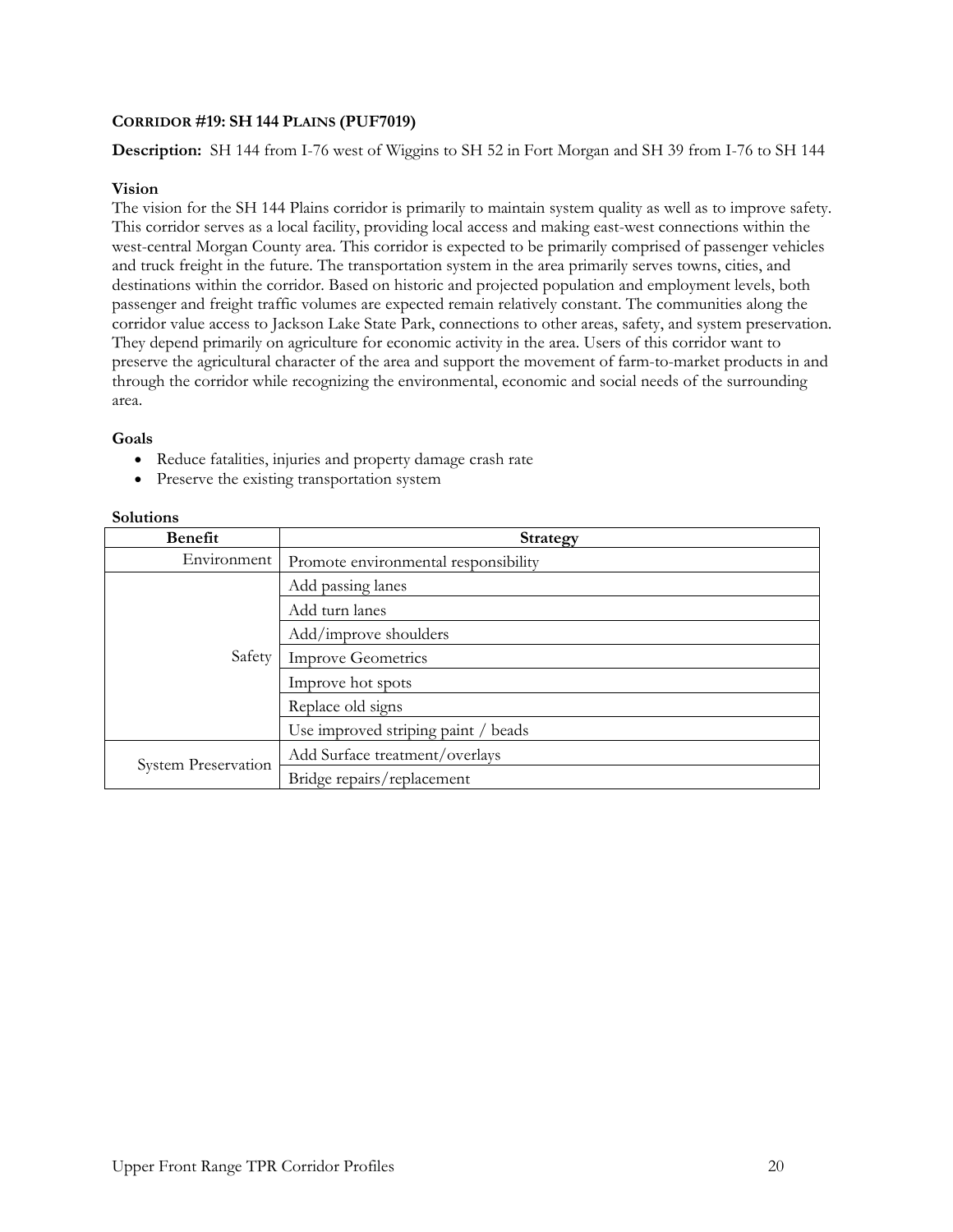## CORRIDOR #19: SH 144 PLAINS (PUF7019)

**Description:** SH 144 from I-76 west of Wiggins to SH 52 in Fort Morgan and SH 39 from I-76 to SH 144

### Vision

The vision for the SH 144 Plains corridor is primarily to maintain system quality as well as to improve safety. This corridor serves as a local facility, providing local access and making east-west connections within the west-central Morgan County area. This corridor is expected to be primarily comprised of passenger vehicles and truck freight in the future. The transportation system in the area primarily serves towns, cities, and destinations within the corridor. Based on historic and projected population and employment levels, both passenger and freight traffic volumes are expected remain relatively constant. The communities along the corridor value access to Jackson Lake State Park, connections to other areas, safety, and system preservation. They depend primarily on agriculture for economic activity in the area. Users of this corridor want to preserve the agricultural character of the area and support the movement of farm-to-market products in and through the corridor while recognizing the environmental, economic and social needs of the surrounding area.

### Goals

- Reduce fatalities, injuries and property damage crash rate
- Preserve the existing transportation system

### Solutions

| Benefit | Strategy |
|---|---|
| Environment | Promote environmental responsibility |
| Safety | Add passing lanes |
| | Add turn lanes |
| | Add/improve shoulders |
| | Improve Geometrics |
| | Improve hot spots |
| | Replace old signs |
| | Use improved striping paint / beads |
| System Preservation | Add Surface treatment/overlays |
| | Bridge repairs/replacement |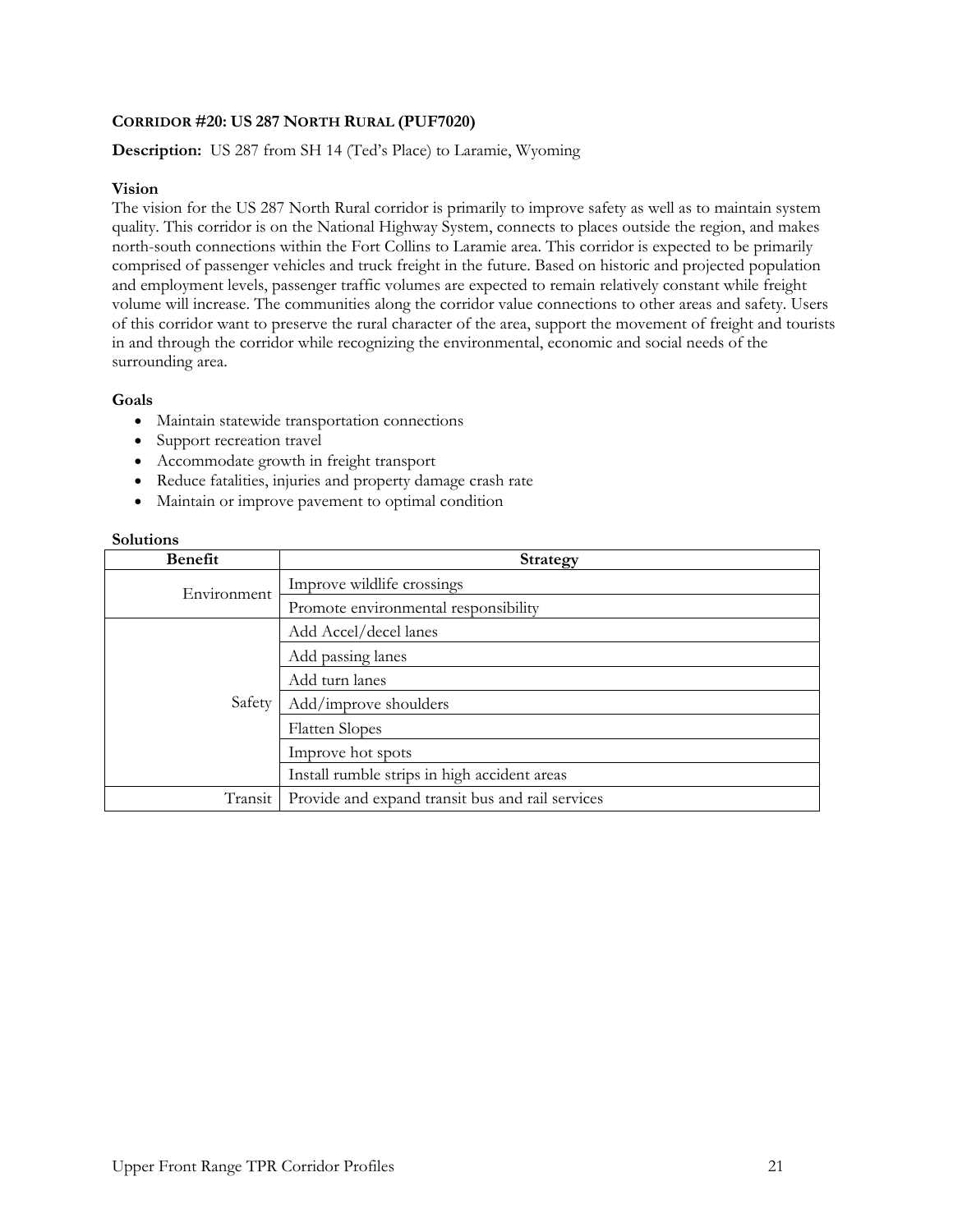### CORRIDOR #20: US 287 NORTH RURAL (PUF7020)

**Description:** US 287 from SH 14 (Ted's Place) to Laramie, Wyoming

**Vision**

The vision for the US 287 North Rural corridor is primarily to improve safety as well as to maintain system quality. This corridor is on the National Highway System, connects to places outside the region, and makes north-south connections within the Fort Collins to Laramie area. This corridor is expected to be primarily comprised of passenger vehicles and truck freight in the future. Based on historic and projected population and employment levels, passenger traffic volumes are expected to remain relatively constant while freight volume will increase. The communities along the corridor value connections to other areas and safety. Users of this corridor want to preserve the rural character of the area, support the movement of freight and tourists in and through the corridor while recognizing the environmental, economic and social needs of the surrounding area.

**Goals**

- Maintain statewide transportation connections
- Support recreation travel
- Accommodate growth in freight transport
- Reduce fatalities, injuries and property damage crash rate
- Maintain or improve pavement to optimal condition

**Solutions**

| Benefit | Strategy |
|---|---|
| Environment | Improve wildlife crossings |
| | Promote environmental responsibility |
| Safety | Add Accel/decel lanes |
| | Add passing lanes |
| | Add turn lanes |
| | Add/improve shoulders |
| | Flatten Slopes |
| | Improve hot spots |
| | Install rumble strips in high accident areas |
| Transit | Provide and expand transit bus and rail services |